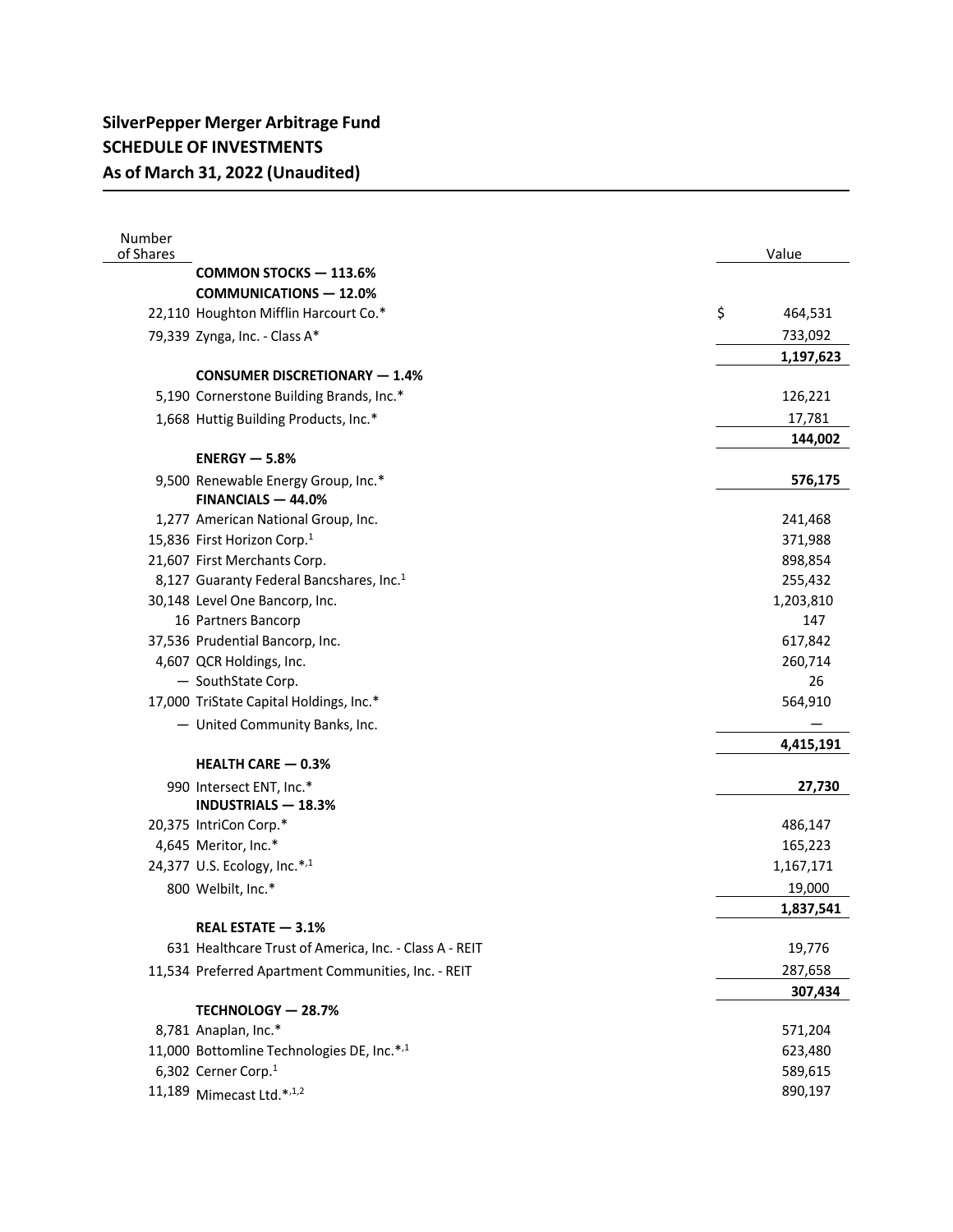# SilverPepper Merger Arbitrage Fund
## SCHEDULE OF INVESTMENTS
## As of March 31, 2022 (Unaudited)

| Number of Shares | | Value |
|---|---|---|
| | **COMMON STOCKS — 113.6%** | |
| | **COMMUNICATIONS — 12.0%** | |
| 22,110 | Houghton Mifflin Harcourt Co.* | $ 464,531 |
| 79,339 | Zynga, Inc. - Class A* | 733,092 |
| | | **1,197,623** |
| | **CONSUMER DISCRETIONARY — 1.4%** | |
| 5,190 | Cornerstone Building Brands, Inc.* | 126,221 |
| 1,668 | Huttig Building Products, Inc.* | 17,781 |
| | | **144,002** |
| | **ENERGY — 5.8%** | |
| 9,500 | Renewable Energy Group, Inc.* | **576,175** |
| | **FINANCIALS — 44.0%** | |
| 1,277 | American National Group, Inc. | 241,468 |
| 15,836 | First Horizon Corp.[1] | 371,988 |
| 21,607 | First Merchants Corp. | 898,854 |
| 8,127 | Guaranty Federal Bancshares, Inc.[1] | 255,432 |
| 30,148 | Level One Bancorp, Inc. | 1,203,810 |
| 16 | Partners Bancorp | 147 |
| 37,536 | Prudential Bancorp, Inc. | 617,842 |
| 4,607 | QCR Holdings, Inc. | 260,714 |
| — | SouthState Corp. | 26 |
| 17,000 | TriState Capital Holdings, Inc.* | 564,910 |
| — | United Community Banks, Inc. | — |
| | | **4,415,191** |
| | **HEALTH CARE — 0.3%** | |
| 990 | Intersect ENT, Inc.* | **27,730** |
| | **INDUSTRIALS — 18.3%** | |
| 20,375 | IntriCon Corp.* | 486,147 |
| 4,645 | Meritor, Inc.* | 165,223 |
| 24,377 | U.S. Ecology, Inc.*,[1] | 1,167,171 |
| 800 | Welbilt, Inc.* | 19,000 |
| | | **1,837,541** |
| | **REAL ESTATE — 3.1%** | |
| 631 | Healthcare Trust of America, Inc. - Class A - REIT | 19,776 |
| 11,534 | Preferred Apartment Communities, Inc. - REIT | 287,658 |
| | | **307,434** |
| | **TECHNOLOGY — 28.7%** | |
| 8,781 | Anaplan, Inc.* | 571,204 |
| 11,000 | Bottomline Technologies DE, Inc.*,[1] | 623,480 |
| 6,302 | Cerner Corp.[1] | 589,615 |
| 11,189 | Mimecast Ltd.*,[1,2] | 890,197 |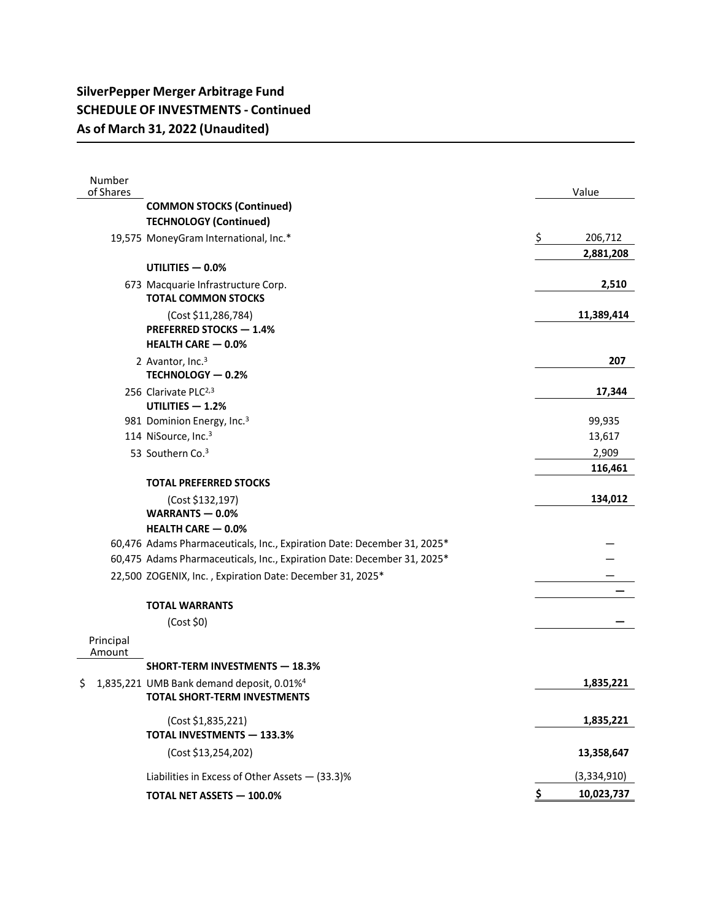**SilverPepper Merger Arbitrage Fund**
**SCHEDULE OF INVESTMENTS - Continued**
**As of March 31, 2022 (Unaudited)**

| Number of Shares | | Value |
|---|---|---|
| | **COMMON STOCKS (Continued)** | |
| | **TECHNOLOGY (Continued)** | |
| 19,575 | MoneyGram International, Inc.* | $ 206,712 |
| | | **2,881,208** |
| | **UTILITIES — 0.0%** | |
| 673 | Macquarie Infrastructure Corp. | **2,510** |
| | **TOTAL COMMON STOCKS** | |
| | (Cost $11,286,784) | **11,389,414** |
| | **PREFERRED STOCKS — 1.4%** | |
| | **HEALTH CARE — 0.0%** | |
| 2 | Avantor, Inc.[3] | **207** |
| | **TECHNOLOGY — 0.2%** | |
| 256 | Clarivate PLC[2,3] | **17,344** |
| | **UTILITIES — 1.2%** | |
| 981 | Dominion Energy, Inc.[3] | 99,935 |
| 114 | NiSource, Inc.[3] | 13,617 |
| 53 | Southern Co.[3] | 2,909 |
| | | **116,461** |
| | **TOTAL PREFERRED STOCKS** | |
| | (Cost $132,197) | **134,012** |
| | **WARRANTS — 0.0%** | |
| | **HEALTH CARE — 0.0%** | |
| 60,476 | Adams Pharmaceuticals, Inc., Expiration Date: December 31, 2025* | — |
| 60,475 | Adams Pharmaceuticals, Inc., Expiration Date: December 31, 2025* | — |
| 22,500 | ZOGENIX, Inc. , Expiration Date: December 31, 2025* | — |
| | | **—** |
| | **TOTAL WARRANTS** | |
| | (Cost $0) | **—** |
| **Principal Amount** | | |
| | **SHORT-TERM INVESTMENTS — 18.3%** | |
| $ 1,835,221 | UMB Bank demand deposit, 0.01%[4] | **1,835,221** |
| | **TOTAL SHORT-TERM INVESTMENTS** | |
| | (Cost $1,835,221) | **1,835,221** |
| | **TOTAL INVESTMENTS — 133.3%** | |
| | (Cost $13,254,202) | **13,358,647** |
| | Liabilities in Excess of Other Assets — (33.3)% | (3,334,910) |
| | **TOTAL NET ASSETS — 100.0%** | **$ 10,023,737** |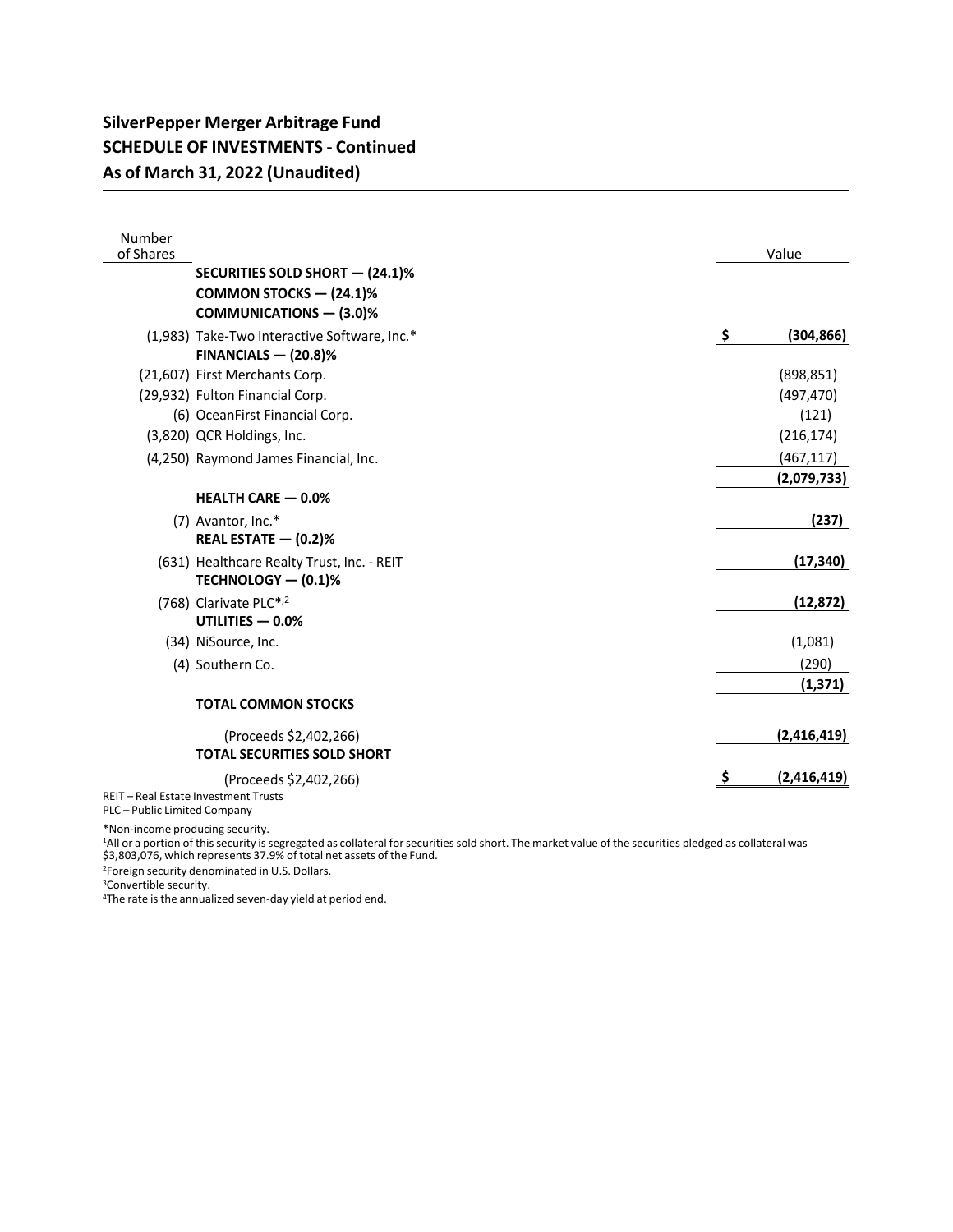## SilverPepper Merger Arbitrage Fund
## SCHEDULE OF INVESTMENTS - Continued
## As of March 31, 2022 (Unaudited)

| Number of Shares | | Value |
|---|---|---|
| | **SECURITIES SOLD SHORT — (24.1)%** | |
| | **COMMON STOCKS — (24.1)%** | |
| | **COMMUNICATIONS — (3.0)%** | |
| (1,983) | Take-Two Interactive Software, Inc.* | **$ (304,866)** |
| | **FINANCIALS — (20.8)%** | |
| (21,607) | First Merchants Corp. | (898,851) |
| (29,932) | Fulton Financial Corp. | (497,470) |
| (6) | OceanFirst Financial Corp. | (121) |
| (3,820) | QCR Holdings, Inc. | (216,174) |
| (4,250) | Raymond James Financial, Inc. | (467,117) |
| | | **(2,079,733)** |
| | **HEALTH CARE — 0.0%** | |
| (7) | Avantor, Inc.* | **(237)** |
| | **REAL ESTATE — (0.2)%** | |
| (631) | Healthcare Realty Trust, Inc. - REIT | **(17,340)** |
| | **TECHNOLOGY — (0.1)%** | |
| (768) | Clarivate PLC*,[2] | **(12,872)** |
| | **UTILITIES — 0.0%** | |
| (34) | NiSource, Inc. | (1,081) |
| (4) | Southern Co. | (290) |
| | | **(1,371)** |
| | **TOTAL COMMON STOCKS** | |
| | (Proceeds $2,402,266) | **(2,416,419)** |
| | **TOTAL SECURITIES SOLD SHORT** | |
| | (Proceeds $2,402,266) | **$ (2,416,419)** |

REIT – Real Estate Investment Trusts
PLC – Public Limited Company

*Non-income producing security.
[1]All or a portion of this security is segregated as collateral for securities sold short. The market value of the securities pledged as collateral was $3,803,076, which represents 37.9% of total net assets of the Fund.
[2]Foreign security denominated in U.S. Dollars.
[3]Convertible security.
[4]The rate is the annualized seven-day yield at period end.